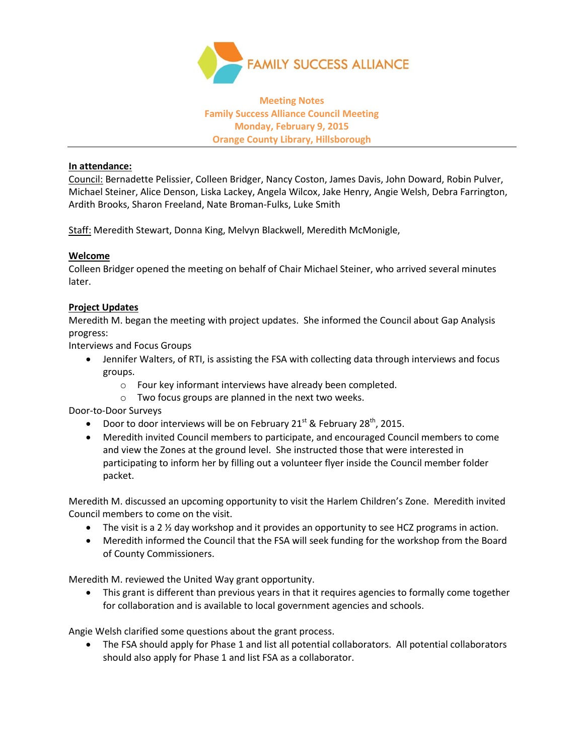**FAMILY SUCCESS ALLIANCE**

**Meeting Notes**
**Family Success Alliance Council Meeting**
**Monday, February 9, 2015**
**Orange County Library, Hillsborough**

---

**In attendance:**

Council: Bernadette Pelissier, Colleen Bridger, Nancy Coston, James Davis, John Doward, Robin Pulver, Michael Steiner, Alice Denson, Liska Lackey, Angela Wilcox, Jake Henry, Angie Welsh, Debra Farrington, Ardith Brooks, Sharon Freeland, Nate Broman-Fulks, Luke Smith

Staff: Meredith Stewart, Donna King, Melvyn Blackwell, Meredith McMonigle,

**Welcome**

Colleen Bridger opened the meeting on behalf of Chair Michael Steiner, who arrived several minutes later.

**Project Updates**

Meredith M. began the meeting with project updates. She informed the Council about Gap Analysis progress:

Interviews and Focus Groups

- Jennifer Walters, of RTI, is assisting the FSA with collecting data through interviews and focus groups.
  - Four key informant interviews have already been completed.
  - Two focus groups are planned in the next two weeks.

Door-to-Door Surveys

- Door to door interviews will be on February 21st & February 28th, 2015.
- Meredith invited Council members to participate, and encouraged Council members to come and view the Zones at the ground level. She instructed those that were interested in participating to inform her by filling out a volunteer flyer inside the Council member folder packet.

Meredith M. discussed an upcoming opportunity to visit the Harlem Children's Zone. Meredith invited Council members to come on the visit.

- The visit is a 2 ½ day workshop and it provides an opportunity to see HCZ programs in action.
- Meredith informed the Council that the FSA will seek funding for the workshop from the Board of County Commissioners.

Meredith M. reviewed the United Way grant opportunity.

- This grant is different than previous years in that it requires agencies to formally come together for collaboration and is available to local government agencies and schools.

Angie Welsh clarified some questions about the grant process.

- The FSA should apply for Phase 1 and list all potential collaborators. All potential collaborators should also apply for Phase 1 and list FSA as a collaborator.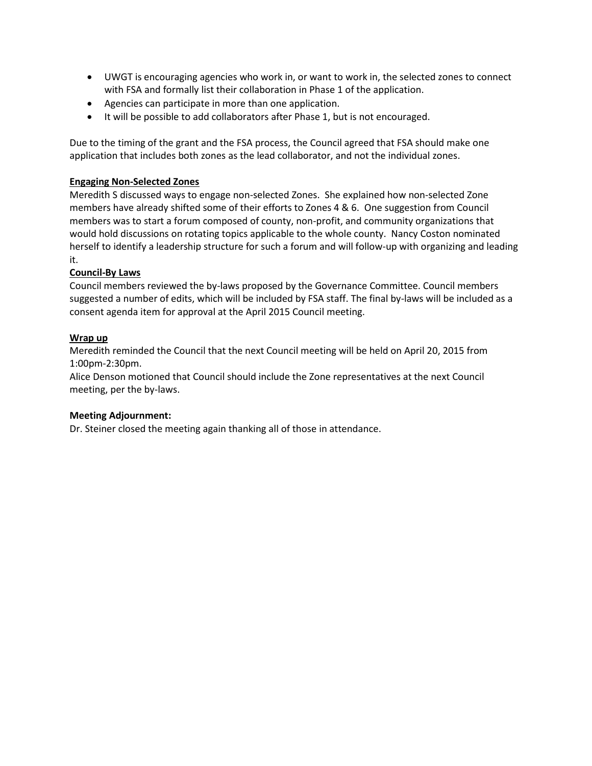- UWGT is encouraging agencies who work in, or want to work in, the selected zones to connect with FSA and formally list their collaboration in Phase 1 of the application.
- Agencies can participate in more than one application.
- It will be possible to add collaborators after Phase 1, but is not encouraged.

Due to the timing of the grant and the FSA process, the Council agreed that FSA should make one application that includes both zones as the lead collaborator, and not the individual zones.

**Engaging Non-Selected Zones**

Meredith S discussed ways to engage non-selected Zones. She explained how non-selected Zone members have already shifted some of their efforts to Zones 4 & 6. One suggestion from Council members was to start a forum composed of county, non-profit, and community organizations that would hold discussions on rotating topics applicable to the whole county. Nancy Coston nominated herself to identify a leadership structure for such a forum and will follow-up with organizing and leading it.

**Council-By Laws**

Council members reviewed the by-laws proposed by the Governance Committee. Council members suggested a number of edits, which will be included by FSA staff. The final by-laws will be included as a consent agenda item for approval at the April 2015 Council meeting.

**Wrap up**

Meredith reminded the Council that the next Council meeting will be held on April 20, 2015 from 1:00pm-2:30pm.

Alice Denson motioned that Council should include the Zone representatives at the next Council meeting, per the by-laws.

**Meeting Adjournment:**

Dr. Steiner closed the meeting again thanking all of those in attendance.